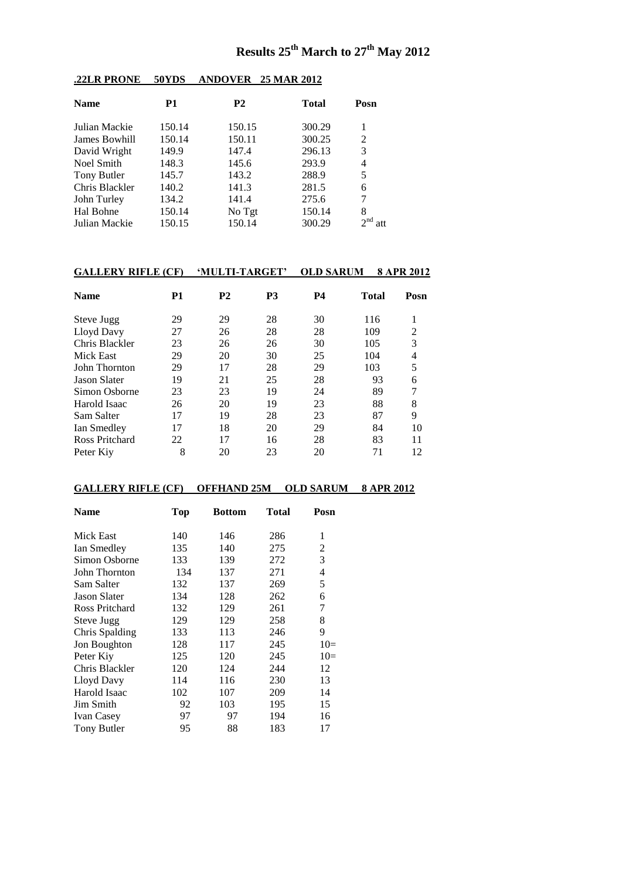# Results 25th March to 27th May 2012

## .22LR PRONE 50YDS ANDOVER 25 MAR 2012

| Name | P1 | P2 | Total | Posn |
|---|---|---|---|---|
| Julian Mackie | 150.14 | 150.15 | 300.29 | 1 |
| James Bowhill | 150.14 | 150.11 | 300.25 | 2 |
| David Wright | 149.9 | 147.4 | 296.13 | 3 |
| Noel Smith | 148.3 | 145.6 | 293.9 | 4 |
| Tony Butler | 145.7 | 143.2 | 288.9 | 5 |
| Chris Blackler | 140.2 | 141.3 | 281.5 | 6 |
| John Turley | 134.2 | 141.4 | 275.6 | 7 |
| Hal Bohne | 150.14 | No Tgt | 150.14 | 8 |
| Julian Mackie | 150.15 | 150.14 | 300.29 | 2nd att |

## GALLERY RIFLE (CF) 'MULTI-TARGET' OLD SARUM 8 APR 2012

| Name | P1 | P2 | P3 | P4 | Total | Posn |
|---|---|---|---|---|---|---|
| Steve Jugg | 29 | 29 | 28 | 30 | 116 | 1 |
| Lloyd Davy | 27 | 26 | 28 | 28 | 109 | 2 |
| Chris Blackler | 23 | 26 | 26 | 30 | 105 | 3 |
| Mick East | 29 | 20 | 30 | 25 | 104 | 4 |
| John Thornton | 29 | 17 | 28 | 29 | 103 | 5 |
| Jason Slater | 19 | 21 | 25 | 28 | 93 | 6 |
| Simon Osborne | 23 | 23 | 19 | 24 | 89 | 7 |
| Harold Isaac | 26 | 20 | 19 | 23 | 88 | 8 |
| Sam Salter | 17 | 19 | 28 | 23 | 87 | 9 |
| Ian Smedley | 17 | 18 | 20 | 29 | 84 | 10 |
| Ross Pritchard | 22 | 17 | 16 | 28 | 83 | 11 |
| Peter Kiy | 8 | 20 | 23 | 20 | 71 | 12 |

## GALLERY RIFLE (CF) OFFHAND 25M OLD SARUM 8 APR 2012

| Name | Top | Bottom | Total | Posn |
|---|---|---|---|---|
| Mick East | 140 | 146 | 286 | 1 |
| Ian Smedley | 135 | 140 | 275 | 2 |
| Simon Osborne | 133 | 139 | 272 | 3 |
| John Thornton | 134 | 137 | 271 | 4 |
| Sam Salter | 132 | 137 | 269 | 5 |
| Jason Slater | 134 | 128 | 262 | 6 |
| Ross Pritchard | 132 | 129 | 261 | 7 |
| Steve Jugg | 129 | 129 | 258 | 8 |
| Chris Spalding | 133 | 113 | 246 | 9 |
| Jon Boughton | 128 | 117 | 245 | 10= |
| Peter Kiy | 125 | 120 | 245 | 10= |
| Chris Blackler | 120 | 124 | 244 | 12 |
| Lloyd Davy | 114 | 116 | 230 | 13 |
| Harold Isaac | 102 | 107 | 209 | 14 |
| Jim Smith | 92 | 103 | 195 | 15 |
| Ivan Casey | 97 | 97 | 194 | 16 |
| Tony Butler | 95 | 88 | 183 | 17 |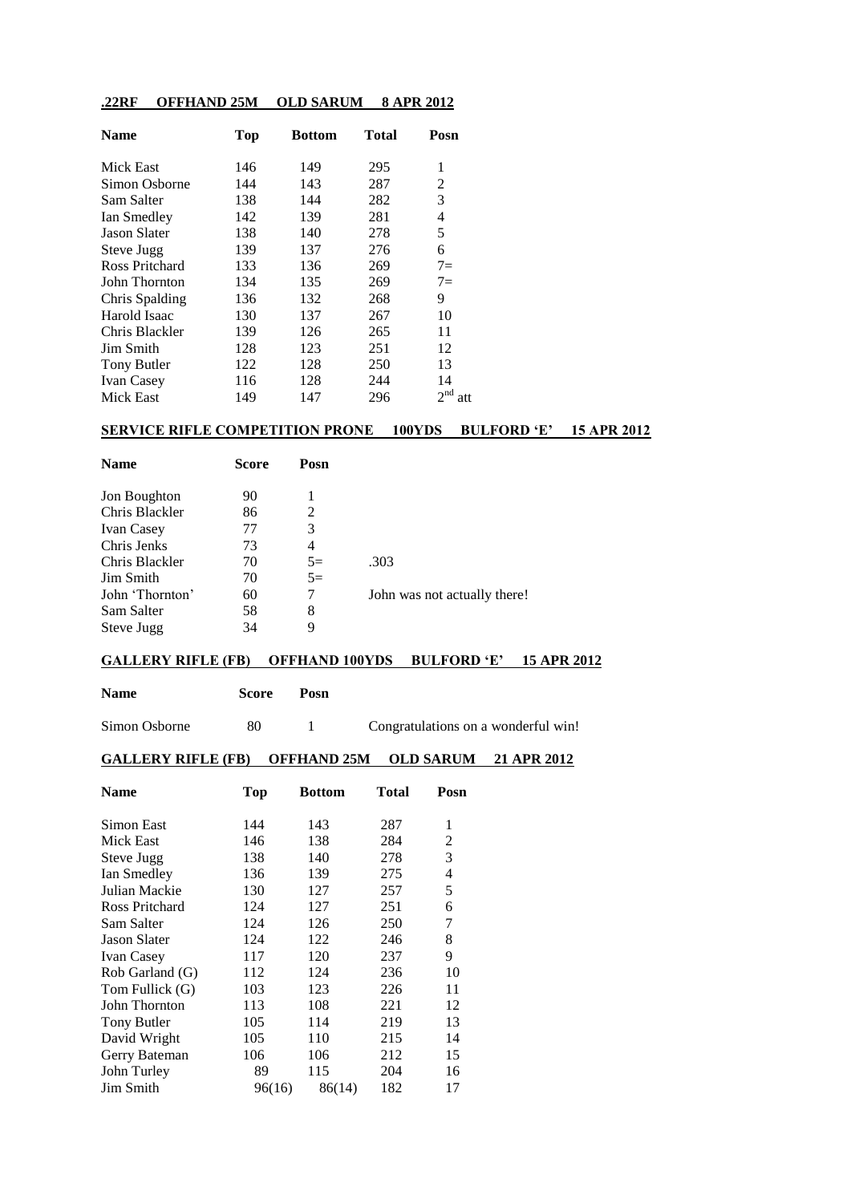**.22RF OFFHAND 25M OLD SARUM 8 APR 2012**

| Name | Top | Bottom | Total | Posn |
|---|---|---|---|---|
| Mick East | 146 | 149 | 295 | 1 |
| Simon Osborne | 144 | 143 | 287 | 2 |
| Sam Salter | 138 | 144 | 282 | 3 |
| Ian Smedley | 142 | 139 | 281 | 4 |
| Jason Slater | 138 | 140 | 278 | 5 |
| Steve Jugg | 139 | 137 | 276 | 6 |
| Ross Pritchard | 133 | 136 | 269 | 7= |
| John Thornton | 134 | 135 | 269 | 7= |
| Chris Spalding | 136 | 132 | 268 | 9 |
| Harold Isaac | 130 | 137 | 267 | 10 |
| Chris Blackler | 139 | 126 | 265 | 11 |
| Jim Smith | 128 | 123 | 251 | 12 |
| Tony Butler | 122 | 128 | 250 | 13 |
| Ivan Casey | 116 | 128 | 244 | 14 |
| Mick East | 149 | 147 | 296 | 2nd att |

**SERVICE RIFLE COMPETITION PRONE 100YDS BULFORD 'E' 15 APR 2012**

| Name | Score | Posn | |
|---|---|---|---|
| Jon Boughton | 90 | 1 | |
| Chris Blackler | 86 | 2 | |
| Ivan Casey | 77 | 3 | |
| Chris Jenks | 73 | 4 | |
| Chris Blackler | 70 | 5= | .303 |
| Jim Smith | 70 | 5= | |
| John 'Thornton' | 60 | 7 | John was not actually there! |
| Sam Salter | 58 | 8 | |
| Steve Jugg | 34 | 9 | |

**GALLERY RIFLE (FB) OFFHAND 100YDS BULFORD 'E' 15 APR 2012**

| Name | Score | Posn | |
|---|---|---|---|
| Simon Osborne | 80 | 1 | Congratulations on a wonderful win! |

**GALLERY RIFLE (FB) OFFHAND 25M OLD SARUM 21 APR 2012**

| Name | Top | Bottom | Total | Posn |
|---|---|---|---|---|
| Simon East | 144 | 143 | 287 | 1 |
| Mick East | 146 | 138 | 284 | 2 |
| Steve Jugg | 138 | 140 | 278 | 3 |
| Ian Smedley | 136 | 139 | 275 | 4 |
| Julian Mackie | 130 | 127 | 257 | 5 |
| Ross Pritchard | 124 | 127 | 251 | 6 |
| Sam Salter | 124 | 126 | 250 | 7 |
| Jason Slater | 124 | 122 | 246 | 8 |
| Ivan Casey | 117 | 120 | 237 | 9 |
| Rob Garland (G) | 112 | 124 | 236 | 10 |
| Tom Fullick (G) | 103 | 123 | 226 | 11 |
| John Thornton | 113 | 108 | 221 | 12 |
| Tony Butler | 105 | 114 | 219 | 13 |
| David Wright | 105 | 110 | 215 | 14 |
| Gerry Bateman | 106 | 106 | 212 | 15 |
| John Turley | 89 | 115 | 204 | 16 |
| Jim Smith | 96(16) | 86(14) | 182 | 17 |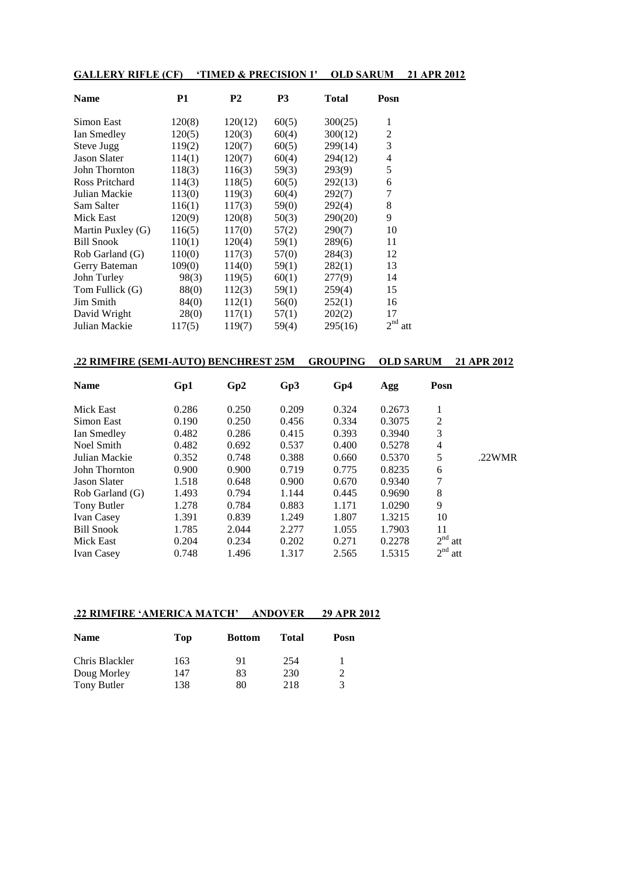**GALLERY RIFLE (CF) 'TIMED & PRECISION 1' OLD SARUM 21 APR 2012**

| Name | P1 | P2 | P3 | Total | Posn |
|---|---|---|---|---|---|
| Simon East | 120(8) | 120(12) | 60(5) | 300(25) | 1 |
| Ian Smedley | 120(5) | 120(3) | 60(4) | 300(12) | 2 |
| Steve Jugg | 119(2) | 120(7) | 60(5) | 299(14) | 3 |
| Jason Slater | 114(1) | 120(7) | 60(4) | 294(12) | 4 |
| John Thornton | 118(3) | 116(3) | 59(3) | 293(9) | 5 |
| Ross Pritchard | 114(3) | 118(5) | 60(5) | 292(13) | 6 |
| Julian Mackie | 113(0) | 119(3) | 60(4) | 292(7) | 7 |
| Sam Salter | 116(1) | 117(3) | 59(0) | 292(4) | 8 |
| Mick East | 120(9) | 120(8) | 50(3) | 290(20) | 9 |
| Martin Puxley (G) | 116(5) | 117(0) | 57(2) | 290(7) | 10 |
| Bill Snook | 110(1) | 120(4) | 59(1) | 289(6) | 11 |
| Rob Garland (G) | 110(0) | 117(3) | 57(0) | 284(3) | 12 |
| Gerry Bateman | 109(0) | 114(0) | 59(1) | 282(1) | 13 |
| John Turley | 98(3) | 119(5) | 60(1) | 277(9) | 14 |
| Tom Fullick (G) | 88(0) | 112(3) | 59(1) | 259(4) | 15 |
| Jim Smith | 84(0) | 112(1) | 56(0) | 252(1) | 16 |
| David Wright | 28(0) | 117(1) | 57(1) | 202(2) | 17 |
| Julian Mackie | 117(5) | 119(7) | 59(4) | 295(16) | 2nd att |

**.22 RIMFIRE (SEMI-AUTO) BENCHREST 25M GROUPING OLD SARUM 21 APR 2012**

| Name | Gp1 | Gp2 | Gp3 | Gp4 | Agg | Posn | |
|---|---|---|---|---|---|---|---|
| Mick East | 0.286 | 0.250 | 0.209 | 0.324 | 0.2673 | 1 | |
| Simon East | 0.190 | 0.250 | 0.456 | 0.334 | 0.3075 | 2 | |
| Ian Smedley | 0.482 | 0.286 | 0.415 | 0.393 | 0.3940 | 3 | |
| Noel Smith | 0.482 | 0.692 | 0.537 | 0.400 | 0.5278 | 4 | |
| Julian Mackie | 0.352 | 0.748 | 0.388 | 0.660 | 0.5370 | 5 | .22WMR |
| John Thornton | 0.900 | 0.900 | 0.719 | 0.775 | 0.8235 | 6 | |
| Jason Slater | 1.518 | 0.648 | 0.900 | 0.670 | 0.9340 | 7 | |
| Rob Garland (G) | 1.493 | 0.794 | 1.144 | 0.445 | 0.9690 | 8 | |
| Tony Butler | 1.278 | 0.784 | 0.883 | 1.171 | 1.0290 | 9 | |
| Ivan Casey | 1.391 | 0.839 | 1.249 | 1.807 | 1.3215 | 10 | |
| Bill Snook | 1.785 | 2.044 | 2.277 | 1.055 | 1.7903 | 11 | |
| Mick East | 0.204 | 0.234 | 0.202 | 0.271 | 0.2278 | 2nd att | |
| Ivan Casey | 0.748 | 1.496 | 1.317 | 2.565 | 1.5315 | 2nd att | |

**.22 RIMFIRE 'AMERICA MATCH' ANDOVER 29 APR 2012**

| Name | Top | Bottom | Total | Posn |
|---|---|---|---|---|
| Chris Blackler | 163 | 91 | 254 | 1 |
| Doug Morley | 147 | 83 | 230 | 2 |
| Tony Butler | 138 | 80 | 218 | 3 |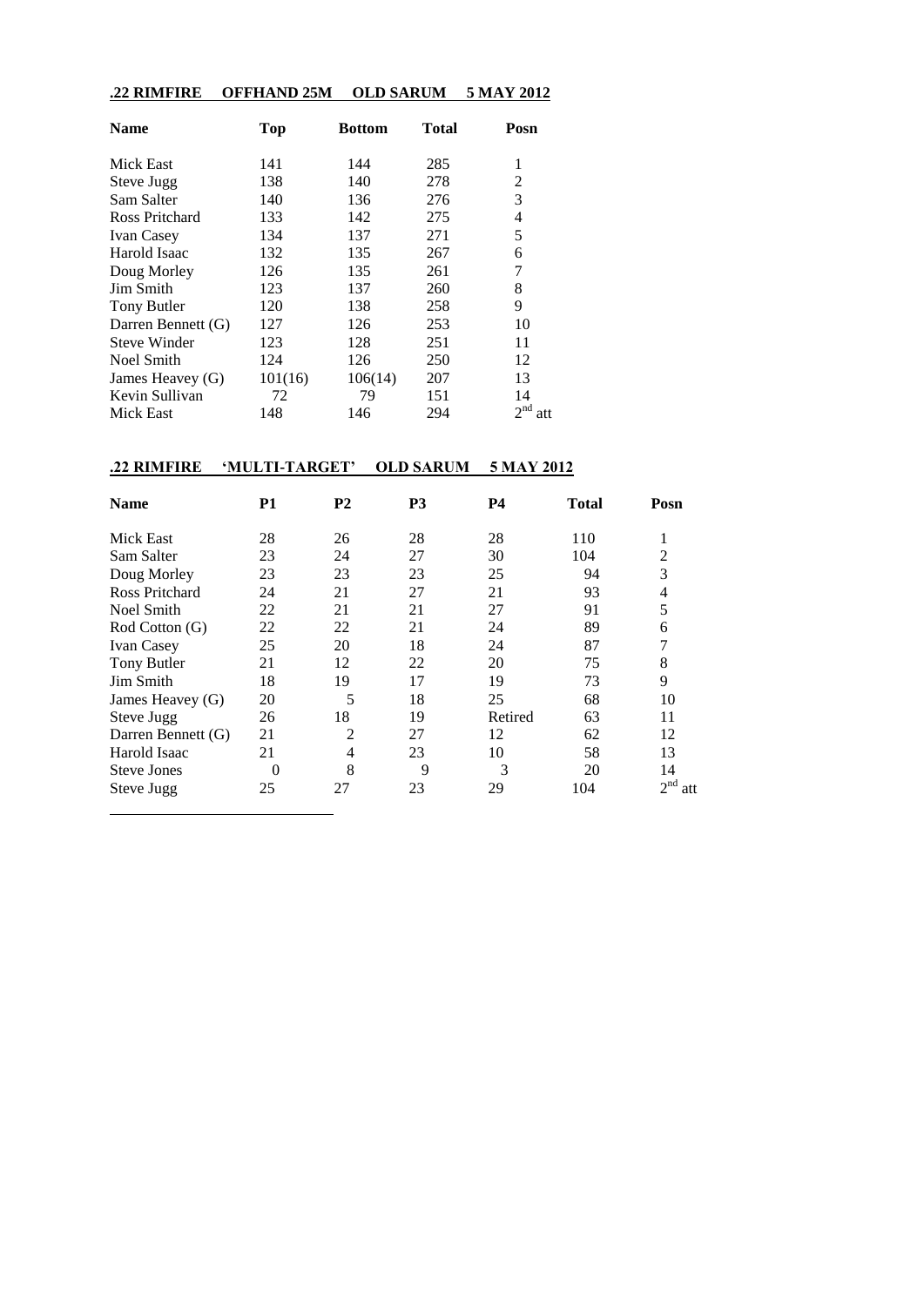**.22 RIMFIRE OFFHAND 25M OLD SARUM 5 MAY 2012**

| Name | Top | Bottom | Total | Posn |
|---|---|---|---|---|
| Mick East | 141 | 144 | 285 | 1 |
| Steve Jugg | 138 | 140 | 278 | 2 |
| Sam Salter | 140 | 136 | 276 | 3 |
| Ross Pritchard | 133 | 142 | 275 | 4 |
| Ivan Casey | 134 | 137 | 271 | 5 |
| Harold Isaac | 132 | 135 | 267 | 6 |
| Doug Morley | 126 | 135 | 261 | 7 |
| Jim Smith | 123 | 137 | 260 | 8 |
| Tony Butler | 120 | 138 | 258 | 9 |
| Darren Bennett (G) | 127 | 126 | 253 | 10 |
| Steve Winder | 123 | 128 | 251 | 11 |
| Noel Smith | 124 | 126 | 250 | 12 |
| James Heavey (G) | 101(16) | 106(14) | 207 | 13 |
| Kevin Sullivan | 72 | 79 | 151 | 14 |
| Mick East | 148 | 146 | 294 | 2nd att |

**.22 RIMFIRE 'MULTI-TARGET' OLD SARUM 5 MAY 2012**

| Name | P1 | P2 | P3 | P4 | Total | Posn |
|---|---|---|---|---|---|---|
| Mick East | 28 | 26 | 28 | 28 | 110 | 1 |
| Sam Salter | 23 | 24 | 27 | 30 | 104 | 2 |
| Doug Morley | 23 | 23 | 23 | 25 | 94 | 3 |
| Ross Pritchard | 24 | 21 | 27 | 21 | 93 | 4 |
| Noel Smith | 22 | 21 | 21 | 27 | 91 | 5 |
| Rod Cotton (G) | 22 | 22 | 21 | 24 | 89 | 6 |
| Ivan Casey | 25 | 20 | 18 | 24 | 87 | 7 |
| Tony Butler | 21 | 12 | 22 | 20 | 75 | 8 |
| Jim Smith | 18 | 19 | 17 | 19 | 73 | 9 |
| James Heavey (G) | 20 | 5 | 18 | 25 | 68 | 10 |
| Steve Jugg | 26 | 18 | 19 | Retired | 63 | 11 |
| Darren Bennett (G) | 21 | 2 | 27 | 12 | 62 | 12 |
| Harold Isaac | 21 | 4 | 23 | 10 | 58 | 13 |
| Steve Jones | 0 | 8 | 9 | 3 | 20 | 14 |
| Steve Jugg | 25 | 27 | 23 | 29 | 104 | 2nd att |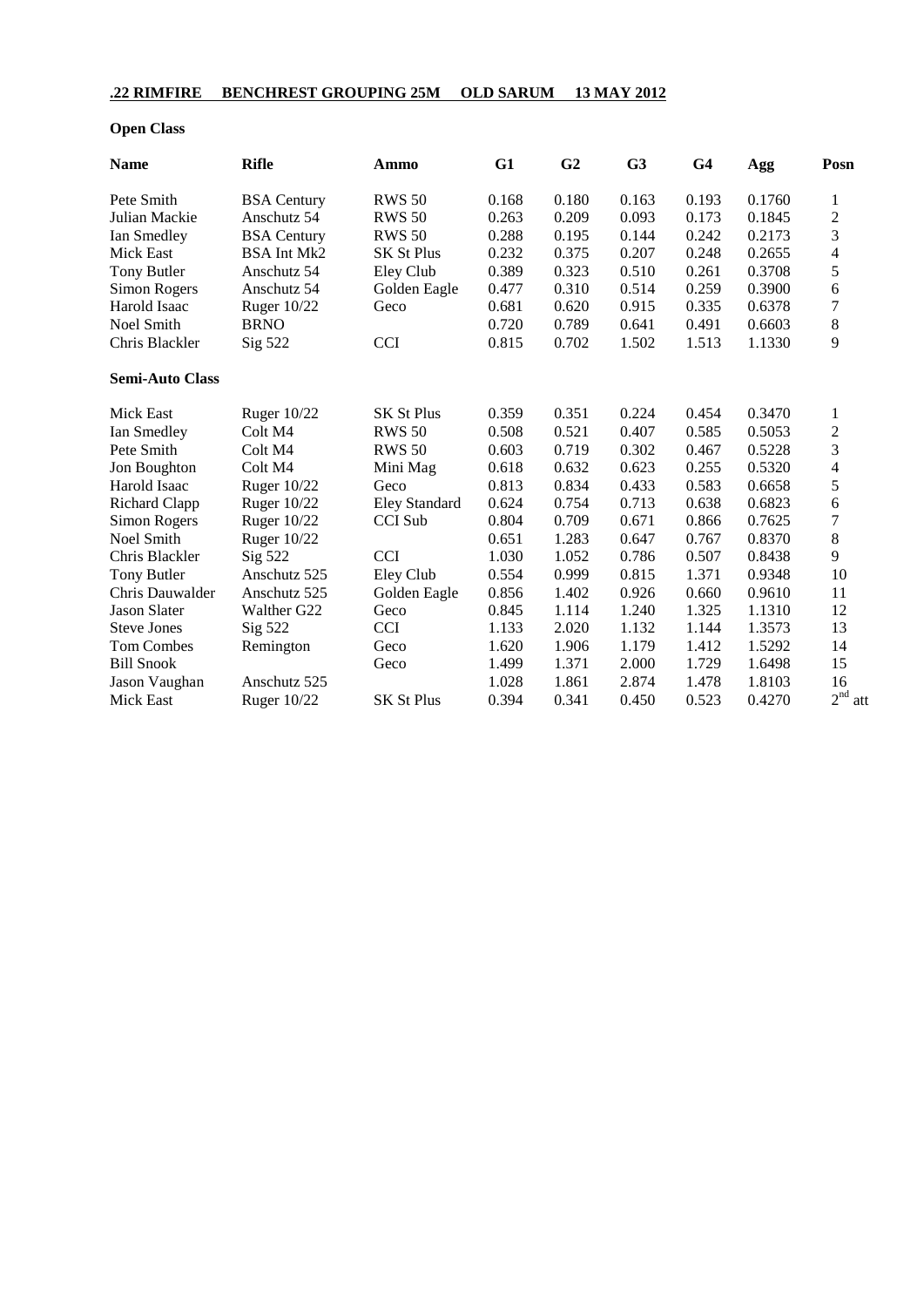**.22 RIMFIRE BENCHREST GROUPING 25M OLD SARUM 13 MAY 2012**

**Open Class**

| Name | Rifle | Ammo | G1 | G2 | G3 | G4 | Agg | Posn |
|---|---|---|---|---|---|---|---|---|
| Pete Smith | BSA Century | RWS 50 | 0.168 | 0.180 | 0.163 | 0.193 | 0.1760 | 1 |
| Julian Mackie | Anschutz 54 | RWS 50 | 0.263 | 0.209 | 0.093 | 0.173 | 0.1845 | 2 |
| Ian Smedley | BSA Century | RWS 50 | 0.288 | 0.195 | 0.144 | 0.242 | 0.2173 | 3 |
| Mick East | BSA Int Mk2 | SK St Plus | 0.232 | 0.375 | 0.207 | 0.248 | 0.2655 | 4 |
| Tony Butler | Anschutz 54 | Eley Club | 0.389 | 0.323 | 0.510 | 0.261 | 0.3708 | 5 |
| Simon Rogers | Anschutz 54 | Golden Eagle | 0.477 | 0.310 | 0.514 | 0.259 | 0.3900 | 6 |
| Harold Isaac | Ruger 10/22 | Geco | 0.681 | 0.620 | 0.915 | 0.335 | 0.6378 | 7 |
| Noel Smith | BRNO | | 0.720 | 0.789 | 0.641 | 0.491 | 0.6603 | 8 |
| Chris Blackler | Sig 522 | CCI | 0.815 | 0.702 | 1.502 | 1.513 | 1.1330 | 9 |

**Semi-Auto Class**

| Name | Rifle | Ammo | G1 | G2 | G3 | G4 | Agg | Posn |
|---|---|---|---|---|---|---|---|---|
| Mick East | Ruger 10/22 | SK St Plus | 0.359 | 0.351 | 0.224 | 0.454 | 0.3470 | 1 |
| Ian Smedley | Colt M4 | RWS 50 | 0.508 | 0.521 | 0.407 | 0.585 | 0.5053 | 2 |
| Pete Smith | Colt M4 | RWS 50 | 0.603 | 0.719 | 0.302 | 0.467 | 0.5228 | 3 |
| Jon Boughton | Colt M4 | Mini Mag | 0.618 | 0.632 | 0.623 | 0.255 | 0.5320 | 4 |
| Harold Isaac | Ruger 10/22 | Geco | 0.813 | 0.834 | 0.433 | 0.583 | 0.6658 | 5 |
| Richard Clapp | Ruger 10/22 | Eley Standard | 0.624 | 0.754 | 0.713 | 0.638 | 0.6823 | 6 |
| Simon Rogers | Ruger 10/22 | CCI Sub | 0.804 | 0.709 | 0.671 | 0.866 | 0.7625 | 7 |
| Noel Smith | Ruger 10/22 | | 0.651 | 1.283 | 0.647 | 0.767 | 0.8370 | 8 |
| Chris Blackler | Sig 522 | CCI | 1.030 | 1.052 | 0.786 | 0.507 | 0.8438 | 9 |
| Tony Butler | Anschutz 525 | Eley Club | 0.554 | 0.999 | 0.815 | 1.371 | 0.9348 | 10 |
| Chris Dauwalder | Anschutz 525 | Golden Eagle | 0.856 | 1.402 | 0.926 | 0.660 | 0.9610 | 11 |
| Jason Slater | Walther G22 | Geco | 0.845 | 1.114 | 1.240 | 1.325 | 1.1310 | 12 |
| Steve Jones | Sig 522 | CCI | 1.133 | 2.020 | 1.132 | 1.144 | 1.3573 | 13 |
| Tom Combes | Remington | Geco | 1.620 | 1.906 | 1.179 | 1.412 | 1.5292 | 14 |
| Bill Snook | | Geco | 1.499 | 1.371 | 2.000 | 1.729 | 1.6498 | 15 |
| Jason Vaughan | Anschutz 525 | | 1.028 | 1.861 | 2.874 | 1.478 | 1.8103 | 16 |
| Mick East | Ruger 10/22 | SK St Plus | 0.394 | 0.341 | 0.450 | 0.523 | 0.4270 | 2nd att |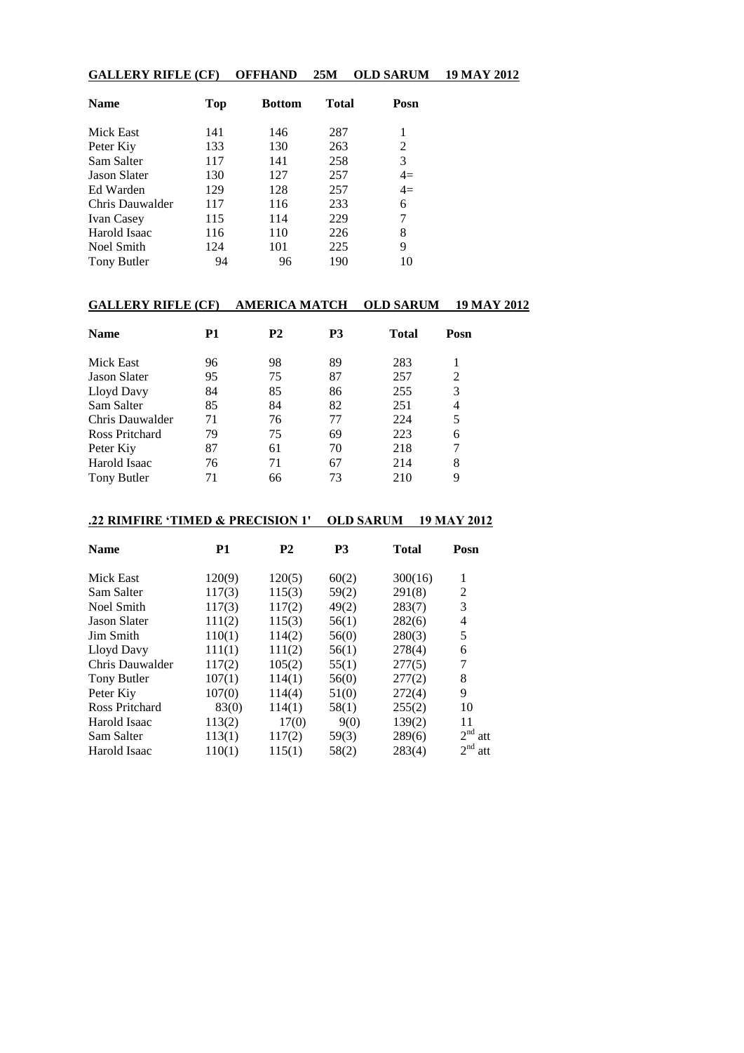**GALLERY RIFLE (CF) OFFHAND 25M OLD SARUM 19 MAY 2012**

| Name | Top | Bottom | Total | Posn |
|---|---|---|---|---|
| Mick East | 141 | 146 | 287 | 1 |
| Peter Kiy | 133 | 130 | 263 | 2 |
| Sam Salter | 117 | 141 | 258 | 3 |
| Jason Slater | 130 | 127 | 257 | 4= |
| Ed Warden | 129 | 128 | 257 | 4= |
| Chris Dauwalder | 117 | 116 | 233 | 6 |
| Ivan Casey | 115 | 114 | 229 | 7 |
| Harold Isaac | 116 | 110 | 226 | 8 |
| Noel Smith | 124 | 101 | 225 | 9 |
| Tony Butler | 94 | 96 | 190 | 10 |

**GALLERY RIFLE (CF) AMERICA MATCH OLD SARUM 19 MAY 2012**

| Name | P1 | P2 | P3 | Total | Posn |
|---|---|---|---|---|---|
| Mick East | 96 | 98 | 89 | 283 | 1 |
| Jason Slater | 95 | 75 | 87 | 257 | 2 |
| Lloyd Davy | 84 | 85 | 86 | 255 | 3 |
| Sam Salter | 85 | 84 | 82 | 251 | 4 |
| Chris Dauwalder | 71 | 76 | 77 | 224 | 5 |
| Ross Pritchard | 79 | 75 | 69 | 223 | 6 |
| Peter Kiy | 87 | 61 | 70 | 218 | 7 |
| Harold Isaac | 76 | 71 | 67 | 214 | 8 |
| Tony Butler | 71 | 66 | 73 | 210 | 9 |

**.22 RIMFIRE 'TIMED & PRECISION 1' OLD SARUM 19 MAY 2012**

| Name | P1 | P2 | P3 | Total | Posn |
|---|---|---|---|---|---|
| Mick East | 120(9) | 120(5) | 60(2) | 300(16) | 1 |
| Sam Salter | 117(3) | 115(3) | 59(2) | 291(8) | 2 |
| Noel Smith | 117(3) | 117(2) | 49(2) | 283(7) | 3 |
| Jason Slater | 111(2) | 115(3) | 56(1) | 282(6) | 4 |
| Jim Smith | 110(1) | 114(2) | 56(0) | 280(3) | 5 |
| Lloyd Davy | 111(1) | 111(2) | 56(1) | 278(4) | 6 |
| Chris Dauwalder | 117(2) | 105(2) | 55(1) | 277(5) | 7 |
| Tony Butler | 107(1) | 114(1) | 56(0) | 277(2) | 8 |
| Peter Kiy | 107(0) | 114(4) | 51(0) | 272(4) | 9 |
| Ross Pritchard | 83(0) | 114(1) | 58(1) | 255(2) | 10 |
| Harold Isaac | 113(2) | 17(0) | 9(0) | 139(2) | 11 |
| Sam Salter | 113(1) | 117(2) | 59(3) | 289(6) | 2nd att |
| Harold Isaac | 110(1) | 115(1) | 58(2) | 283(4) | 2nd att |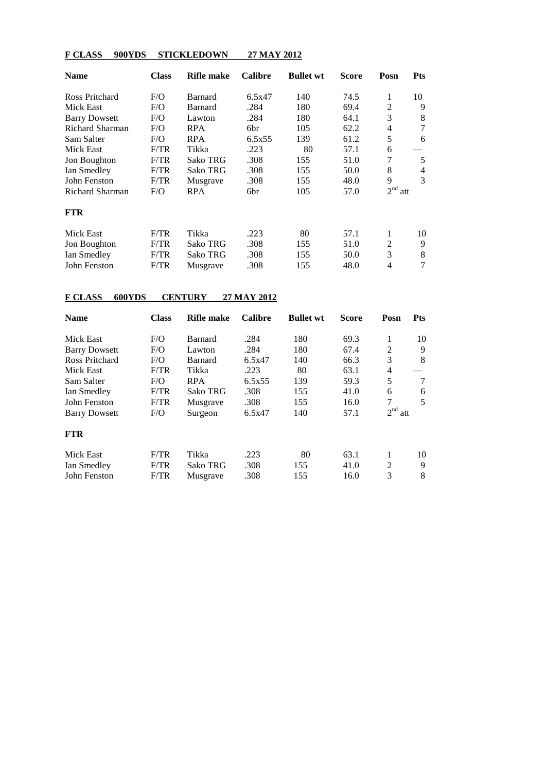**F CLASS 900YDS STICKLEDOWN 27 MAY 2012**

| Name | Class | Rifle make | Calibre | Bullet wt | Score | Posn | Pts |
|---|---|---|---|---|---|---|---|
| Ross Pritchard | F/O | Barnard | 6.5x47 | 140 | 74.5 | 1 | 10 |
| Mick East | F/O | Barnard | .284 | 180 | 69.4 | 2 | 9 |
| Barry Dowsett | F/O | Lawton | .284 | 180 | 64.1 | 3 | 8 |
| Richard Sharman | F/O | RPA | 6br | 105 | 62.2 | 4 | 7 |
| Sam Salter | F/O | RPA | 6.5x55 | 139 | 61.2 | 5 | 6 |
| Mick East | F/TR | Tikka | .223 | 80 | 57.1 | 6 | — |
| Jon Boughton | F/TR | Sako TRG | .308 | 155 | 51.0 | 7 | 5 |
| Ian Smedley | F/TR | Sako TRG | .308 | 155 | 50.0 | 8 | 4 |
| John Fenston | F/TR | Musgrave | .308 | 155 | 48.0 | 9 | 3 |
| Richard Sharman | F/O | RPA | 6br | 105 | 57.0 | 2nd att | |

**FTR**

| Name | Class | Rifle make | Calibre | Bullet wt | Score | Posn | Pts |
|---|---|---|---|---|---|---|---|
| Mick East | F/TR | Tikka | .223 | 80 | 57.1 | 1 | 10 |
| Jon Boughton | F/TR | Sako TRG | .308 | 155 | 51.0 | 2 | 9 |
| Ian Smedley | F/TR | Sako TRG | .308 | 155 | 50.0 | 3 | 8 |
| John Fenston | F/TR | Musgrave | .308 | 155 | 48.0 | 4 | 7 |

**F CLASS 600YDS CENTURY 27 MAY 2012**

| Name | Class | Rifle make | Calibre | Bullet wt | Score | Posn | Pts |
|---|---|---|---|---|---|---|---|
| Mick East | F/O | Barnard | .284 | 180 | 69.3 | 1 | 10 |
| Barry Dowsett | F/O | Lawton | .284 | 180 | 67.4 | 2 | 9 |
| Ross Pritchard | F/O | Barnard | 6.5x47 | 140 | 66.3 | 3 | 8 |
| Mick East | F/TR | Tikka | .223 | 80 | 63.1 | 4 | — |
| Sam Salter | F/O | RPA | 6.5x55 | 139 | 59.3 | 5 | 7 |
| Ian Smedley | F/TR | Sako TRG | .308 | 155 | 41.0 | 6 | 6 |
| John Fenston | F/TR | Musgrave | .308 | 155 | 16.0 | 7 | 5 |
| Barry Dowsett | F/O | Surgeon | 6.5x47 | 140 | 57.1 | 2nd att | |

**FTR**

| Name | Class | Rifle make | Calibre | Bullet wt | Score | Posn | Pts |
|---|---|---|---|---|---|---|---|
| Mick East | F/TR | Tikka | .223 | 80 | 63.1 | 1 | 10 |
| Ian Smedley | F/TR | Sako TRG | .308 | 155 | 41.0 | 2 | 9 |
| John Fenston | F/TR | Musgrave | .308 | 155 | 16.0 | 3 | 8 |